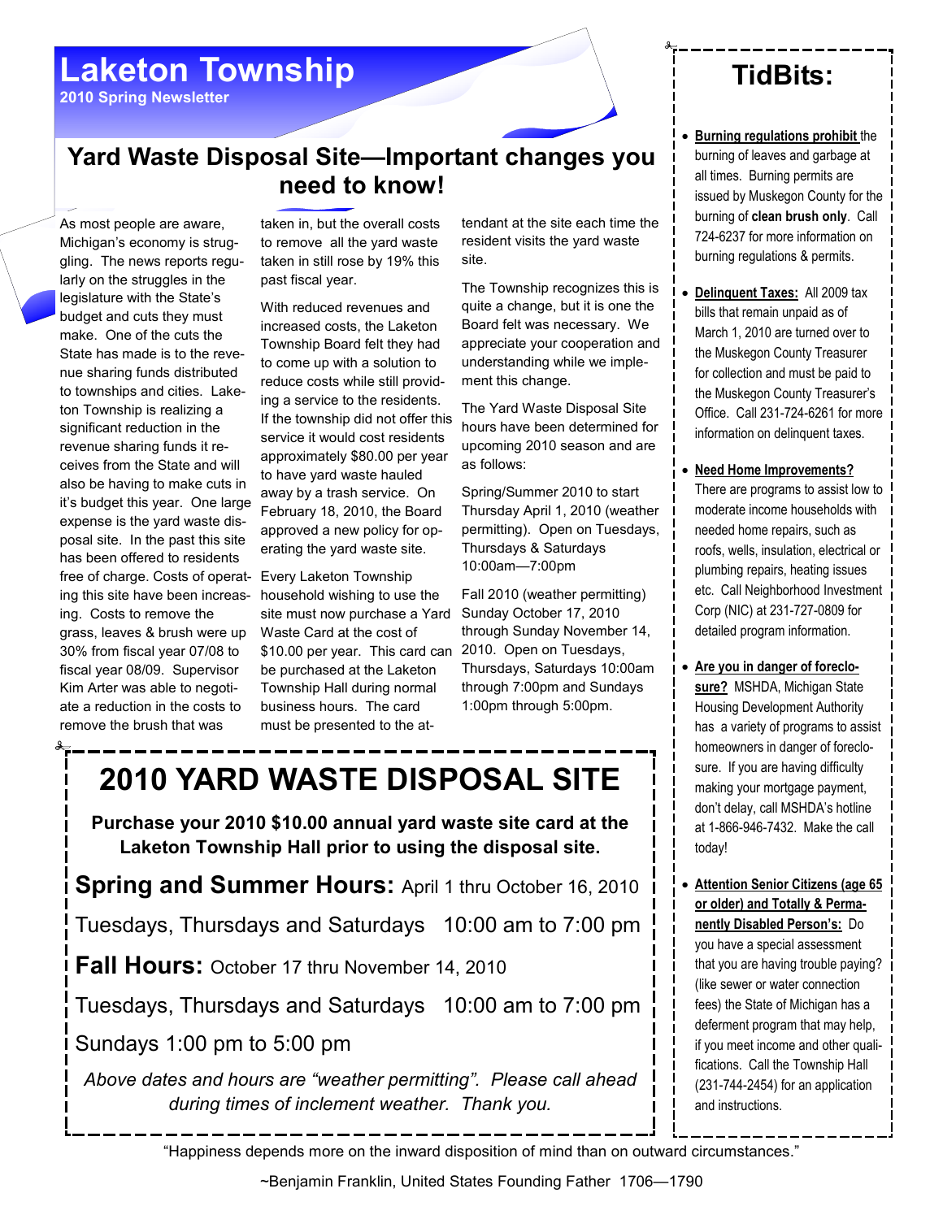# Laketon Township

**2010 Spring Newsletter**

## Yard Waste Disposal Site—Important changes you need to know!

As most people are aware, Michigan's economy is struggling. The news reports regularly on the struggles in the legislature with the State's budget and cuts they must make. One of the cuts the State has made is to the revenue sharing funds distributed to townships and cities. Laketon Township is realizing a significant reduction in the revenue sharing funds it receives from the State and will also be having to make cuts in it's budget this year. One large expense is the yard waste disposal site. In the past this site has been offered to residents free of charge. Costs of operating this site have been increasing. Costs to remove the grass, leaves & brush were up 30% from fiscal year 07/08 to fiscal year 08/09. Supervisor Kim Arter was able to negotiate a reduction in the costs to remove the brush that was taken in, but the overall costs to remove all the yard waste taken in still rose by 19% this past fiscal year.

With reduced revenues and increased costs, the Laketon Township Board felt they had to come up with a solution to reduce costs while still providing a service to the residents. If the township did not offer this service it would cost residents approximately $80.00 per year to have yard waste hauled away by a trash service. On February 18, 2010, the Board approved a new policy for operating the yard waste site.

Every Laketon Township household wishing to use the site must now purchase a Yard Waste Card at the cost of $10.00 per year. This card can be purchased at the Laketon Township Hall during normal business hours. The card must be presented to the attendant at the site each time the resident visits the yard waste site.

The Township recognizes this is quite a change, but it is one the Board felt was necessary. We appreciate your cooperation and understanding while we implement this change.

The Yard Waste Disposal Site hours have been determined for upcoming 2010 season and are as follows:

Spring/Summer 2010 to start Thursday April 1, 2010 (weather permitting). Open on Tuesdays, Thursdays & Saturdays 10:00am—7:00pm

Fall 2010 (weather permitting) Sunday October 17, 2010 through Sunday November 14, 2010. Open on Tuesdays, Thursdays, Saturdays 10:00am through 7:00pm and Sundays 1:00pm through 5:00pm.

# 2010 YARD WASTE DISPOSAL SITE

**Purchase your 2010 $10.00 annual yard waste site card at the Laketon Township Hall prior to using the disposal site.**

**Spring and Summer Hours:** April 1 thru October 16, 2010

Tuesdays, Thursdays and Saturdays 10:00 am to 7:00 pm

**Fall Hours:** October 17 thru November 14, 2010

Tuesdays, Thursdays and Saturdays 10:00 am to 7:00 pm

Sundays 1:00 pm to 5:00 pm

*Above dates and hours are "weather permitting". Please call ahead during times of inclement weather. Thank you.*

## TidBits:

- **Burning regulations prohibit** the burning of leaves and garbage at all times. Burning permits are issued by Muskegon County for the burning of **clean brush only**. Call 724-6237 for more information on burning regulations & permits.
- **Delinquent Taxes:** All 2009 tax bills that remain unpaid as of March 1, 2010 are turned over to the Muskegon County Treasurer for collection and must be paid to the Muskegon County Treasurer's Office. Call 231-724-6261 for more information on delinquent taxes.
- **Need Home Improvements?** There are programs to assist low to moderate income households with needed home repairs, such as roofs, wells, insulation, electrical or plumbing repairs, heating issues etc. Call Neighborhood Investment Corp (NIC) at 231-727-0809 for detailed program information.
- **Are you in danger of foreclosure?** MSHDA, Michigan State Housing Development Authority has a variety of programs to assist homeowners in danger of foreclosure. If you are having difficulty making your mortgage payment, don't delay, call MSHDA's hotline at 1-866-946-7432. Make the call today!
- **Attention Senior Citizens (age 65 or older) and Totally & Permanently Disabled Person's:** Do you have a special assessment that you are having trouble paying? (like sewer or water connection fees) the State of Michigan has a deferment program that may help, if you meet income and other qualifications. Call the Township Hall (231-744-2454) for an application and instructions.

"Happiness depends more on the inward disposition of mind than on outward circumstances."

~Benjamin Franklin, United States Founding Father 1706—1790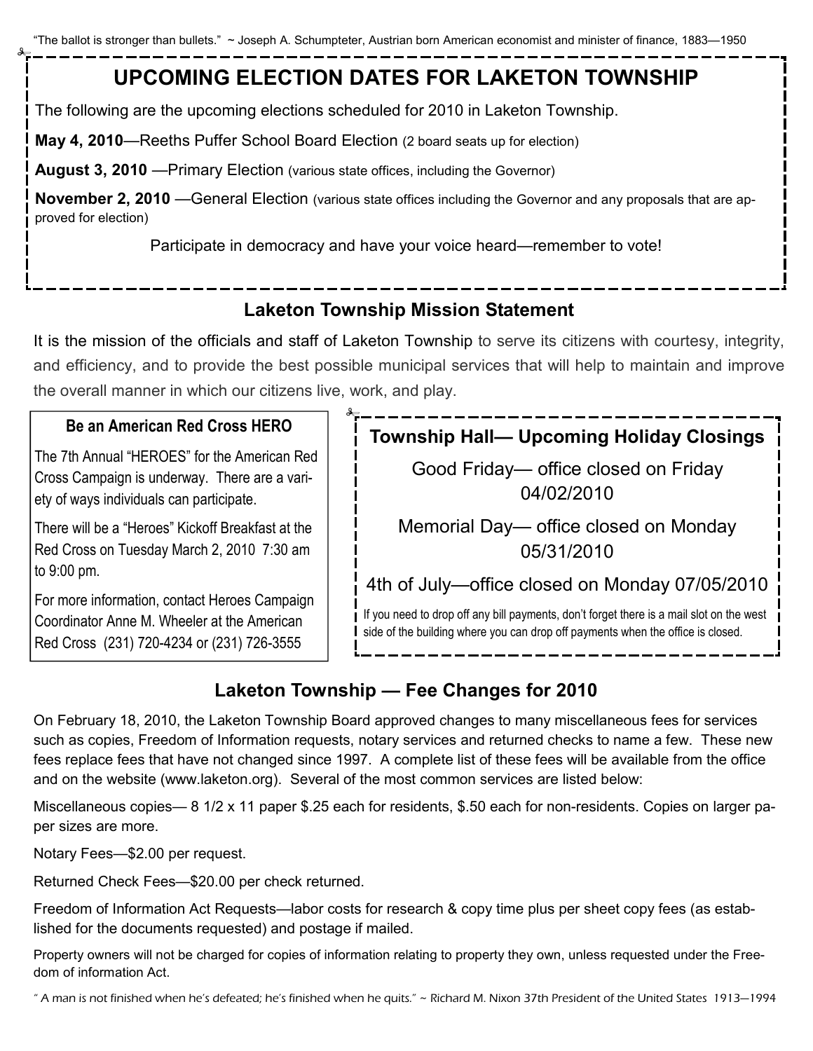"The ballot is stronger than bullets." ~ Joseph A. Schumpteter, Austrian born American economist and minister of finance, 1883—1950

## UPCOMING ELECTION DATES FOR LAKETON TOWNSHIP

The following are the upcoming elections scheduled for 2010 in Laketon Township.

**May 4, 2010**—Reeths Puffer School Board Election (2 board seats up for election)

**August 3, 2010** —Primary Election (various state offices, including the Governor)

**November 2, 2010** —General Election (various state offices including the Governor and any proposals that are approved for election)

Participate in democracy and have your voice heard—remember to vote!

## Laketon Township Mission Statement

It is the mission of the officials and staff of Laketon Township to serve its citizens with courtesy, integrity, and efficiency, and to provide the best possible municipal services that will help to maintain and improve the overall manner in which our citizens live, work, and play.

### Be an American Red Cross HERO

The 7th Annual "HEROES" for the American Red Cross Campaign is underway. There are a variety of ways individuals can participate.

There will be a "Heroes" Kickoff Breakfast at the Red Cross on Tuesday March 2, 2010 7:30 am to 9:00 pm.

For more information, contact Heroes Campaign Coordinator Anne M. Wheeler at the American Red Cross (231) 720-4234 or (231) 726-3555

### Township Hall— Upcoming Holiday Closings

Good Friday— office closed on Friday 04/02/2010

Memorial Day— office closed on Monday 05/31/2010

4th of July—office closed on Monday 07/05/2010

If you need to drop off any bill payments, don't forget there is a mail slot on the west side of the building where you can drop off payments when the office is closed.

## Laketon Township — Fee Changes for 2010

On February 18, 2010, the Laketon Township Board approved changes to many miscellaneous fees for services such as copies, Freedom of Information requests, notary services and returned checks to name a few. These new fees replace fees that have not changed since 1997. A complete list of these fees will be available from the office and on the website (www.laketon.org). Several of the most common services are listed below:

Miscellaneous copies— 8 1/2 x 11 paper $.25 each for residents, $.50 each for non-residents. Copies on larger paper sizes are more.

Notary Fees—$2.00 per request.

Returned Check Fees—$20.00 per check returned.

Freedom of Information Act Requests—labor costs for research & copy time plus per sheet copy fees (as established for the documents requested) and postage if mailed.

Property owners will not be charged for copies of information relating to property they own, unless requested under the Freedom of information Act.

*" A man is not finished when he's defeated; he's finished when he quits." ~ Richard M. Nixon 37th President of the United States 1913—1994*